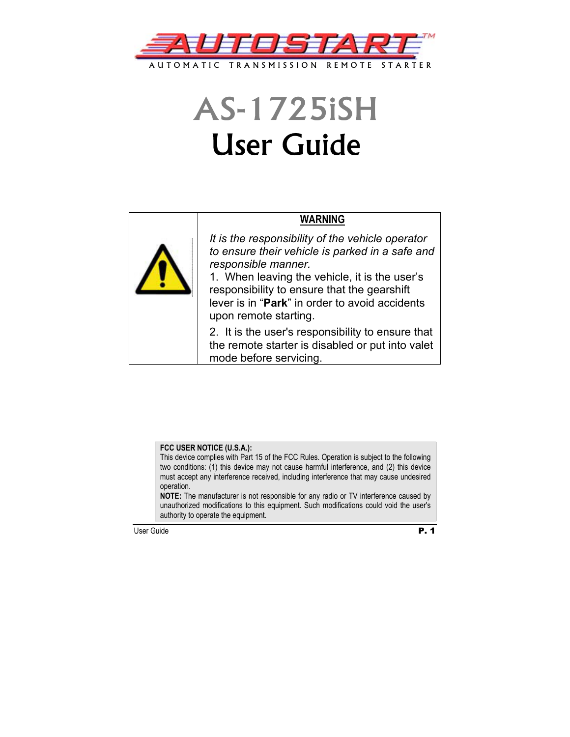AUTOSTART™

AUTOMATIC TRANSMISSION REMOTE STARTER

# AS-1725iSH
# User Guide

**WARNING**

*It is the responsibility of the vehicle operator to ensure their vehicle is parked in a safe and responsible manner.*

1. When leaving the vehicle, it is the user's responsibility to ensure that the gearshift lever is in "**Park**" in order to avoid accidents upon remote starting.

2. It is the user's responsibility to ensure that the remote starter is disabled or put into valet mode before servicing.

**FCC USER NOTICE (U.S.A.):**
This device complies with Part 15 of the FCC Rules. Operation is subject to the following two conditions: (1) this device may not cause harmful interference, and (2) this device must accept any interference received, including interference that may cause undesired operation.
**NOTE:** The manufacturer is not responsible for any radio or TV interference caused by unauthorized modifications to this equipment. Such modifications could void the user's authority to operate the equipment.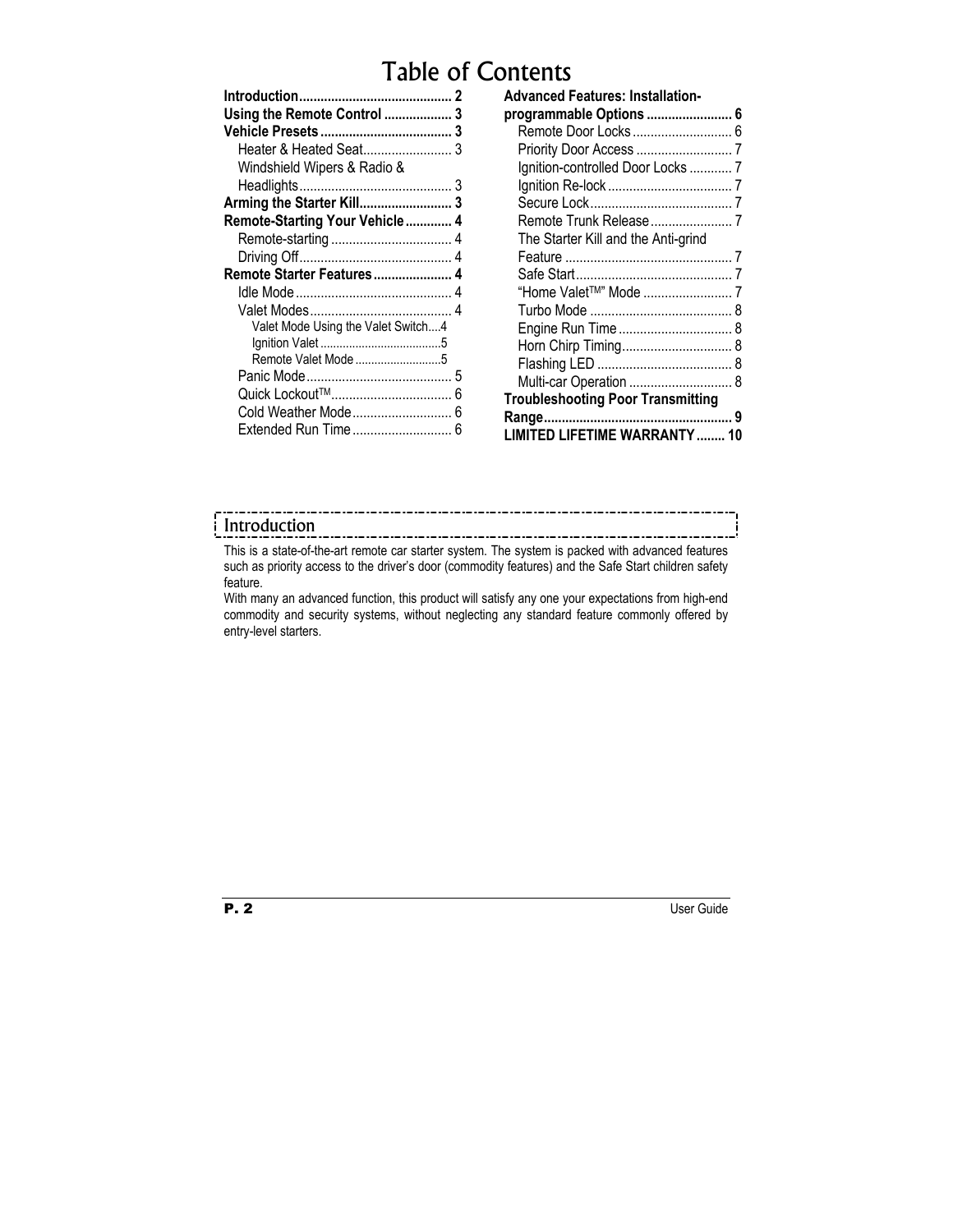# Table of Contents

- **Introduction** ........ 2
- **Using the Remote Control** ........ 3
- **Vehicle Presets** ........ 3
  - Heater & Heated Seat ........ 3
  - Windshield Wipers & Radio & Headlights ........ 3
- **Arming the Starter Kill** ........ 3
- **Remote-Starting Your Vehicle** ........ 4
  - Remote-starting ........ 4
  - Driving Off ........ 4
- **Remote Starter Features** ........ 4
  - Idle Mode ........ 4
  - Valet Modes ........ 4
    - Valet Mode Using the Valet Switch ........ 4
    - Ignition Valet ........ 5
    - Remote Valet Mode ........ 5
  - Panic Mode ........ 5
  - Quick Lockout™ ........ 6
  - Cold Weather Mode ........ 6
  - Extended Run Time ........ 6
- **Advanced Features: Installation-programmable Options** ........ 6
  - Remote Door Locks ........ 6
  - Priority Door Access ........ 7
  - Ignition-controlled Door Locks ........ 7
  - Ignition Re-lock ........ 7
  - Secure Lock ........ 7
  - Remote Trunk Release ........ 7
  - The Starter Kill and the Anti-grind Feature ........ 7
  - Safe Start ........ 7
  - "Home Valet™" Mode ........ 7
  - Turbo Mode ........ 8
  - Engine Run Time ........ 8
  - Horn Chirp Timing ........ 8
  - Flashing LED ........ 8
  - Multi-car Operation ........ 8
- **Troubleshooting Poor Transmitting Range** ........ 9
- **LIMITED LIFETIME WARRANTY** ........ 10

## Introduction

This is a state-of-the-art remote car starter system. The system is packed with advanced features such as priority access to the driver's door (commodity features) and the Safe Start children safety feature.

With many an advanced function, this product will satisfy any one your expectations from high-end commodity and security systems, without neglecting any standard feature commonly offered by entry-level starters.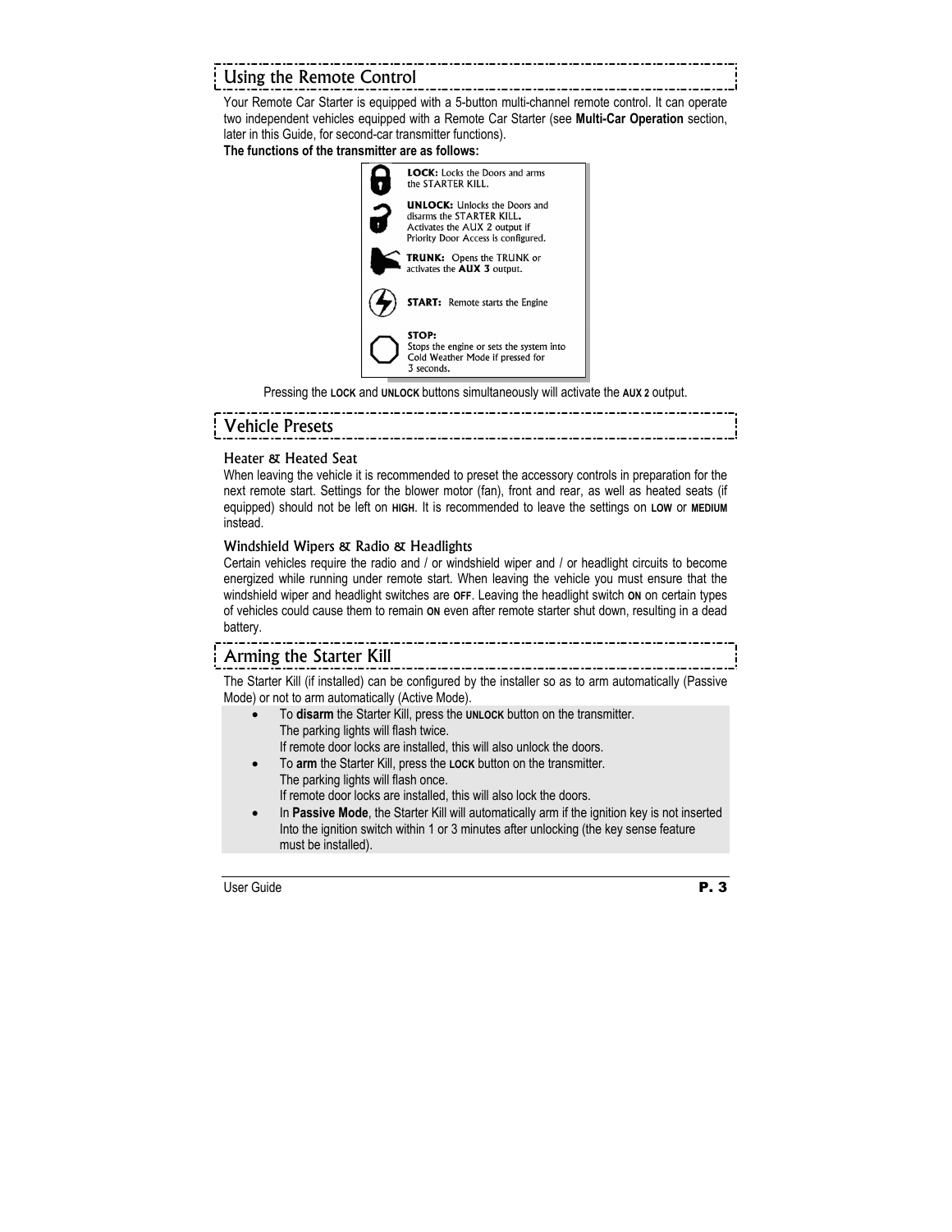## Using the Remote Control

Your Remote Car Starter is equipped with a 5-button multi-channel remote control. It can operate two independent vehicles equipped with a Remote Car Starter (see **Multi-Car Operation** section, later in this Guide, for second-car transmitter functions).

**The functions of the transmitter are as follows:**

- **LOCK:** Locks the Doors and arms the STARTER KILL.
- **UNLOCK:** Unlocks the Doors and disarms the STARTER KILL. Activates the AUX 2 output if Priority Door Access is configured.
- **TRUNK:** Opens the TRUNK or activates the **AUX 3** output.
- **START:** Remote starts the Engine
- **STOP:** Stops the engine or sets the system into Cold Weather Mode if pressed for 3 seconds.

Pressing the **LOCK** and **UNLOCK** buttons simultaneously will activate the **AUX 2** output.

## Vehicle Presets

### Heater & Heated Seat

When leaving the vehicle it is recommended to preset the accessory controls in preparation for the next remote start. Settings for the blower motor (fan), front and rear, as well as heated seats (if equipped) should not be left on **HIGH**. It is recommended to leave the settings on **LOW** or **MEDIUM** instead.

### Windshield Wipers & Radio & Headlights

Certain vehicles require the radio and / or windshield wiper and / or headlight circuits to become energized while running under remote start. When leaving the vehicle you must ensure that the windshield wiper and headlight switches are **OFF**. Leaving the headlight switch **ON** on certain types of vehicles could cause them to remain **ON** even after remote starter shut down, resulting in a dead battery.

## Arming the Starter Kill

The Starter Kill (if installed) can be configured by the installer so as to arm automatically (Passive Mode) or not to arm automatically (Active Mode).

- To **disarm** the Starter Kill, press the **UNLOCK** button on the transmitter.
  The parking lights will flash twice.
  If remote door locks are installed, this will also unlock the doors.
- To **arm** the Starter Kill, press the **LOCK** button on the transmitter.
  The parking lights will flash once.
  If remote door locks are installed, this will also lock the doors.
- In **Passive Mode**, the Starter Kill will automatically arm if the ignition key is not inserted Into the ignition switch within 1 or 3 minutes after unlocking (the key sense feature must be installed).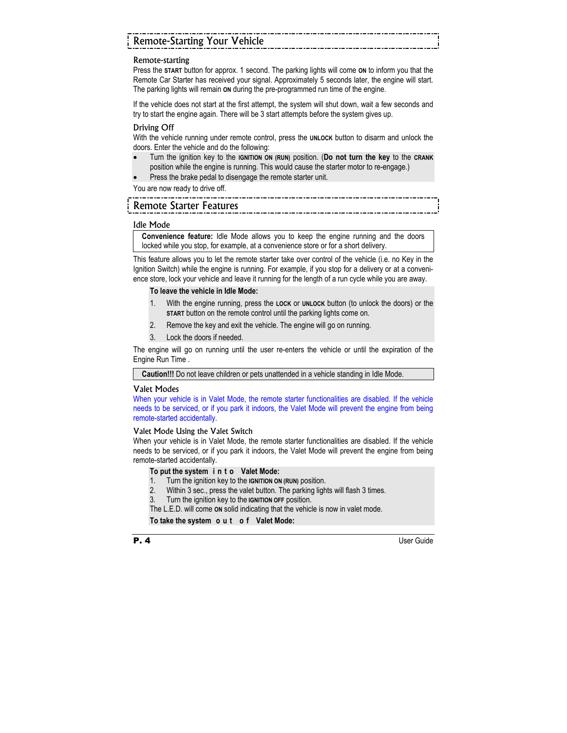## Remote-Starting Your Vehicle

### Remote-starting

Press the **START** button for approx. 1 second. The parking lights will come **ON** to inform you that the Remote Car Starter has received your signal. Approximately 5 seconds later, the engine will start. The parking lights will remain **ON** during the pre-programmed run time of the engine.

If the vehicle does not start at the first attempt, the system will shut down, wait a few seconds and try to start the engine again. There will be 3 start attempts before the system gives up.

### Driving Off

With the vehicle running under remote control, press the **UNLOCK** button to disarm and unlock the doors. Enter the vehicle and do the following:

- Turn the ignition key to the **IGNITION ON (RUN)** position. (**Do not turn the key** to the **CRANK** position while the engine is running. This would cause the starter motor to re-engage.)
- Press the brake pedal to disengage the remote starter unit.

You are now ready to drive off.

## Remote Starter Features

### Idle Mode

**Convenience feature:** Idle Mode allows you to keep the engine running and the doors locked while you stop, for example, at a convenience store or for a short delivery.

This feature allows you to let the remote starter take over control of the vehicle (i.e. no Key in the Ignition Switch) while the engine is running. For example, if you stop for a delivery or at a convenience store, lock your vehicle and leave it running for the length of a run cycle while you are away.

**To leave the vehicle in Idle Mode:**

1. With the engine running, press the **LOCK** or **UNLOCK** button (to unlock the doors) or the **START** button on the remote control until the parking lights come on.
2. Remove the key and exit the vehicle. The engine will go on running.
3. Lock the doors if needed.

The engine will go on running until the user re-enters the vehicle or until the expiration of the Engine Run Time .

**Caution!!!** Do not leave children or pets unattended in a vehicle standing in Idle Mode.

### Valet Modes

When your vehicle is in Valet Mode, the remote starter functionalities are disabled. If the vehicle needs to be serviced, or if you park it indoors, the Valet Mode will prevent the engine from being remote-started accidentally.

### Valet Mode Using the Valet Switch

When your vehicle is in Valet Mode, the remote starter functionalities are disabled. If the vehicle needs to be serviced, or if you park it indoors, the Valet Mode will prevent the engine from being remote-started accidentally.

**To put the system into Valet Mode:**

1. Turn the ignition key to the **IGNITION ON (RUN)** position.
2. Within 3 sec., press the valet button. The parking lights will flash 3 times.
3. Turn the ignition key to the **IGNITION OFF** position.

The L.E.D. will come **ON** solid indicating that the vehicle is now in valet mode.

**To take the system out of Valet Mode:**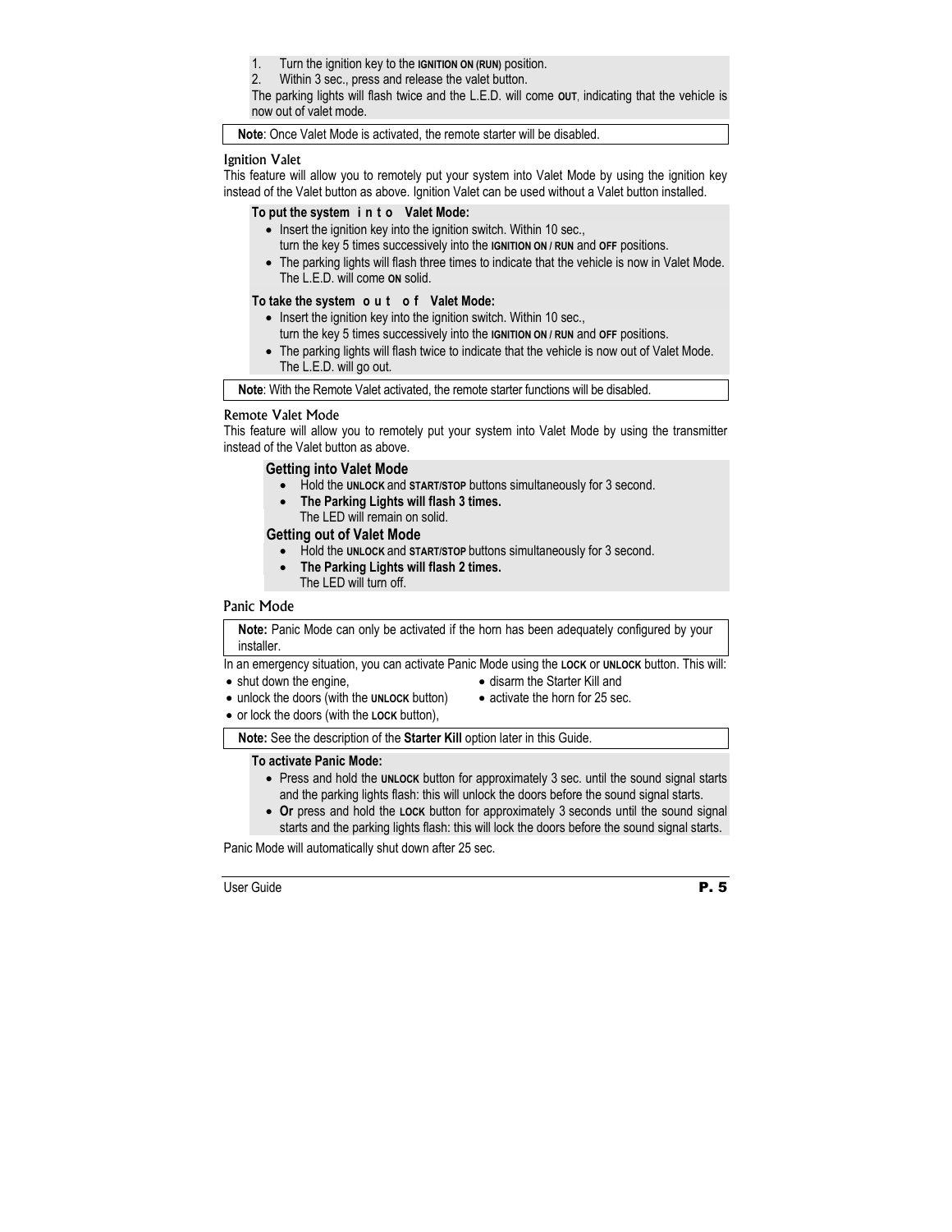1. Turn the ignition key to the **IGNITION ON (RUN)** position.
2. Within 3 sec., press and release the valet button.

The parking lights will flash twice and the L.E.D. will come **OUT**, indicating that the vehicle is now out of valet mode.

**Note**: Once Valet Mode is activated, the remote starter will be disabled.

### Ignition Valet

This feature will allow you to remotely put your system into Valet Mode by using the ignition key instead of the Valet button as above. Ignition Valet can be used without a Valet button installed.

**To put the system into Valet Mode:**

- Insert the ignition key into the ignition switch. Within 10 sec., turn the key 5 times successively into the **IGNITION ON / RUN** and **OFF** positions.
- The parking lights will flash three times to indicate that the vehicle is now in Valet Mode. The L.E.D. will come **ON** solid.

**To take the system out of Valet Mode:**

- Insert the ignition key into the ignition switch. Within 10 sec., turn the key 5 times successively into the **IGNITION ON / RUN** and **OFF** positions.
- The parking lights will flash twice to indicate that the vehicle is now out of Valet Mode. The L.E.D. will go out.

**Note**: With the Remote Valet activated, the remote starter functions will be disabled.

### Remote Valet Mode

This feature will allow you to remotely put your system into Valet Mode by using the transmitter instead of the Valet button as above.

**Getting into Valet Mode**

- Hold the **UNLOCK** and **START/STOP** buttons simultaneously for 3 second.
- **The Parking Lights will flash 3 times.**
  The LED will remain on solid.

**Getting out of Valet Mode**

- Hold the **UNLOCK** and **START/STOP** buttons simultaneously for 3 second.
- **The Parking Lights will flash 2 times.**
  The LED will turn off.

### Panic Mode

**Note:** Panic Mode can only be activated if the horn has been adequately configured by your installer.

In an emergency situation, you can activate Panic Mode using the **LOCK** or **UNLOCK** button. This will:

- shut down the engine,
- unlock the doors (with the **UNLOCK** button)
- or lock the doors (with the **LOCK** button),
- disarm the Starter Kill and
- activate the horn for 25 sec.

**Note:** See the description of the **Starter Kill** option later in this Guide.

**To activate Panic Mode:**

- Press and hold the **UNLOCK** button for approximately 3 sec. until the sound signal starts and the parking lights flash: this will unlock the doors before the sound signal starts.
- **Or** press and hold the **LOCK** button for approximately 3 seconds until the sound signal starts and the parking lights flash: this will lock the doors before the sound signal starts.

Panic Mode will automatically shut down after 25 sec.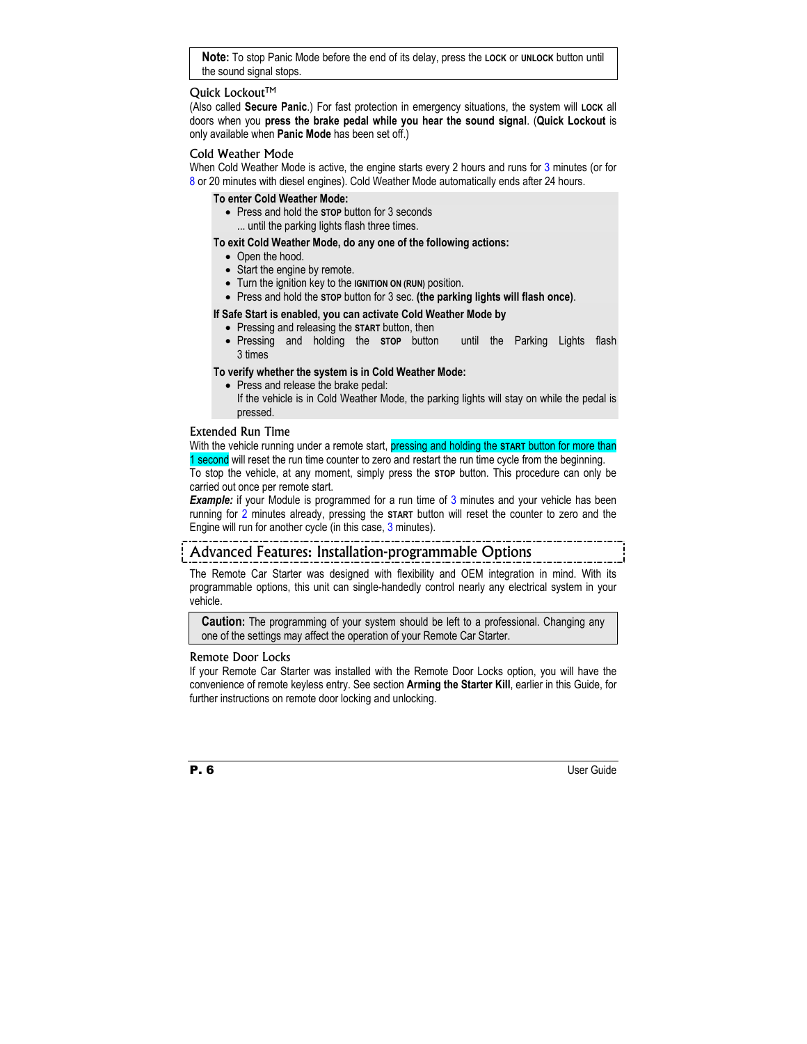> **Note:** To stop Panic Mode before the end of its delay, press the **LOCK** or **UNLOCK** button until the sound signal stops.

### Quick Lockout™

(Also called **Secure Panic**.) For fast protection in emergency situations, the system will **LOCK** all doors when you **press the brake pedal while you hear the sound signal**. (**Quick Lockout** is only available when **Panic Mode** has been set off.)

### Cold Weather Mode

When Cold Weather Mode is active, the engine starts every 2 hours and runs for 3 minutes (or for 8 or 20 minutes with diesel engines). Cold Weather Mode automatically ends after 24 hours.

**To enter Cold Weather Mode:**

- Press and hold the **STOP** button for 3 seconds
  ... until the parking lights flash three times.

**To exit Cold Weather Mode, do any one of the following actions:**

- Open the hood.
- Start the engine by remote.
- Turn the ignition key to the **IGNITION ON (RUN)** position.
- Press and hold the **STOP** button for 3 sec. **(the parking lights will flash once)**.

**If Safe Start is enabled, you can activate Cold Weather Mode by**

- Pressing and releasing the **START** button, then
- Pressing and holding the **STOP** button until the Parking Lights flash 3 times

**To verify whether the system is in Cold Weather Mode:**

- Press and release the brake pedal:
  If the vehicle is in Cold Weather Mode, the parking lights will stay on while the pedal is pressed.

### Extended Run Time

With the vehicle running under a remote start, pressing and holding the **START** button for more than 1 second will reset the run time counter to zero and restart the run time cycle from the beginning.
To stop the vehicle, at any moment, simply press the **STOP** button. This procedure can only be carried out once per remote start.

***Example:*** if your Module is programmed for a run time of 3 minutes and your vehicle has been running for 2 minutes already, pressing the **START** button will reset the counter to zero and the Engine will run for another cycle (in this case, 3 minutes).

## Advanced Features: Installation-programmable Options

The Remote Car Starter was designed with flexibility and OEM integration in mind. With its programmable options, this unit can single-handedly control nearly any electrical system in your vehicle.

> **Caution:** The programming of your system should be left to a professional. Changing any one of the settings may affect the operation of your Remote Car Starter.

### Remote Door Locks

If your Remote Car Starter was installed with the Remote Door Locks option, you will have the convenience of remote keyless entry. See section **Arming the Starter Kill**, earlier in this Guide, for further instructions on remote door locking and unlocking.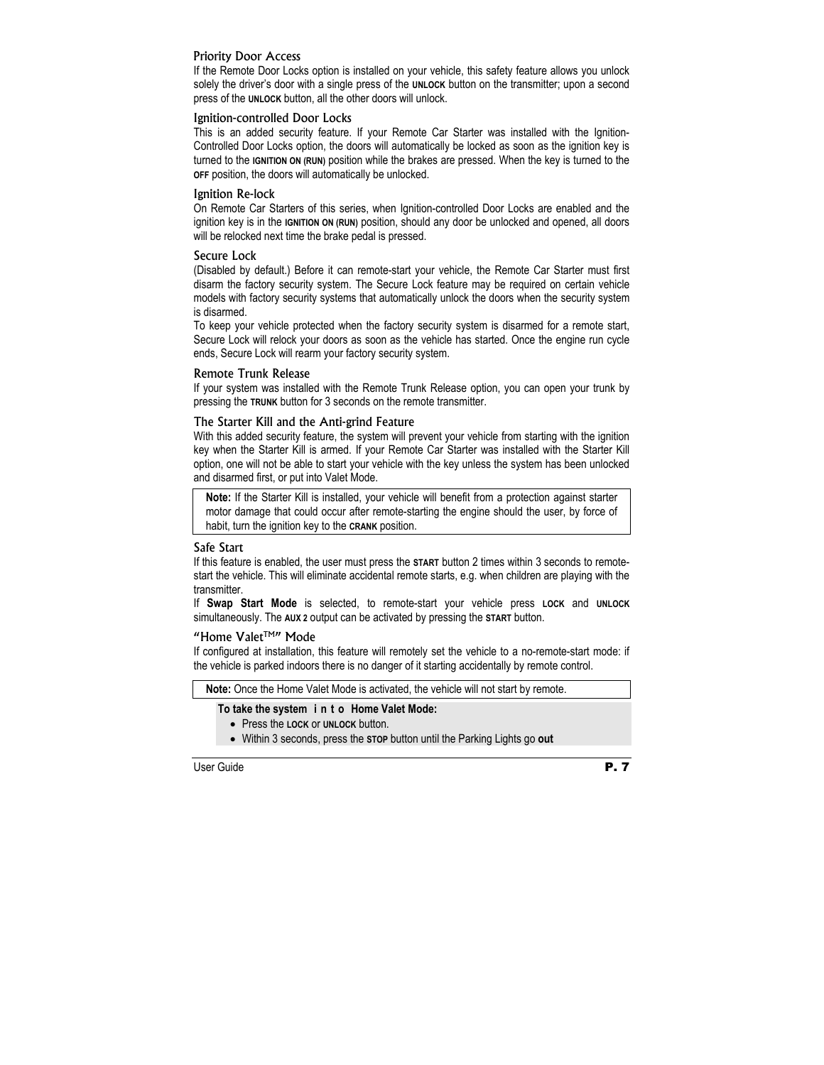### Priority Door Access

If the Remote Door Locks option is installed on your vehicle, this safety feature allows you unlock solely the driver's door with a single press of the **UNLOCK** button on the transmitter; upon a second press of the **UNLOCK** button, all the other doors will unlock.

### Ignition-controlled Door Locks

This is an added security feature. If your Remote Car Starter was installed with the Ignition-Controlled Door Locks option, the doors will automatically be locked as soon as the ignition key is turned to the **IGNITION ON (RUN)** position while the brakes are pressed. When the key is turned to the **OFF** position, the doors will automatically be unlocked.

### Ignition Re-lock

On Remote Car Starters of this series, when Ignition-controlled Door Locks are enabled and the ignition key is in the **IGNITION ON (RUN)** position, should any door be unlocked and opened, all doors will be relocked next time the brake pedal is pressed.

### Secure Lock

(Disabled by default.) Before it can remote-start your vehicle, the Remote Car Starter must first disarm the factory security system. The Secure Lock feature may be required on certain vehicle models with factory security systems that automatically unlock the doors when the security system is disarmed.

To keep your vehicle protected when the factory security system is disarmed for a remote start, Secure Lock will relock your doors as soon as the vehicle has started. Once the engine run cycle ends, Secure Lock will rearm your factory security system.

### Remote Trunk Release

If your system was installed with the Remote Trunk Release option, you can open your trunk by pressing the **TRUNK** button for 3 seconds on the remote transmitter.

### The Starter Kill and the Anti-grind Feature

With this added security feature, the system will prevent your vehicle from starting with the ignition key when the Starter Kill is armed. If your Remote Car Starter was installed with the Starter Kill option, one will not be able to start your vehicle with the key unless the system has been unlocked and disarmed first, or put into Valet Mode.

> **Note:** If the Starter Kill is installed, your vehicle will benefit from a protection against starter motor damage that could occur after remote-starting the engine should the user, by force of habit, turn the ignition key to the **CRANK** position.

### Safe Start

If this feature is enabled, the user must press the **START** button 2 times within 3 seconds to remote-start the vehicle. This will eliminate accidental remote starts, e.g. when children are playing with the transmitter.

If **Swap Start Mode** is selected, to remote-start your vehicle press **LOCK** and **UNLOCK** simultaneously. The **AUX 2** output can be activated by pressing the **START** button.

### "Home Valet™" Mode

If configured at installation, this feature will remotely set the vehicle to a no-remote-start mode: if the vehicle is parked indoors there is no danger of it starting accidentally by remote control.

> **Note:** Once the Home Valet Mode is activated, the vehicle will not start by remote.

**To take the system into Home Valet Mode:**

- Press the **LOCK** or **UNLOCK** button.
- Within 3 seconds, press the **STOP** button until the Parking Lights go **out**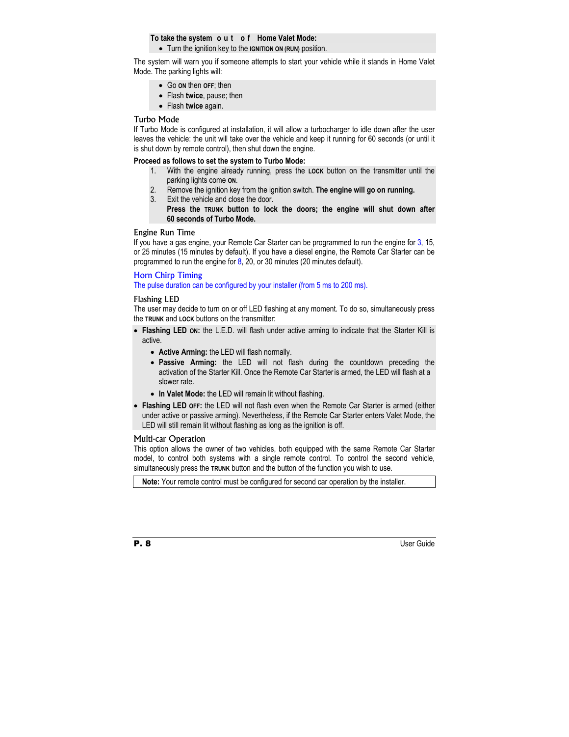**To take the system out of Home Valet Mode:**

- Turn the ignition key to the **IGNITION ON (RUN)** position.

The system will warn you if someone attempts to start your vehicle while it stands in Home Valet Mode. The parking lights will:

- Go **ON** then **OFF**; then
- Flash **twice**, pause; then
- Flash **twice** again.

## Turbo Mode

If Turbo Mode is configured at installation, it will allow a turbocharger to idle down after the user leaves the vehicle: the unit will take over the vehicle and keep it running for 60 seconds (or until it is shut down by remote control), then shut down the engine.

**Proceed as follows to set the system to Turbo Mode:**

1. With the engine already running, press the **LOCK** button on the transmitter until the parking lights come **ON**.
2. Remove the ignition key from the ignition switch. **The engine will go on running.**
3. Exit the vehicle and close the door.
   **Press the TRUNK button to lock the doors; the engine will shut down after 60 seconds of Turbo Mode.**

## Engine Run Time

If you have a gas engine, your Remote Car Starter can be programmed to run the engine for 3, 15, or 25 minutes (15 minutes by default). If you have a diesel engine, the Remote Car Starter can be programmed to run the engine for 8, 20, or 30 minutes (20 minutes default).

## Horn Chirp Timing

The pulse duration can be configured by your installer (from 5 ms to 200 ms).

## Flashing LED

The user may decide to turn on or off LED flashing at any moment. To do so, simultaneously press the **TRUNK** and **LOCK** buttons on the transmitter:

- **Flashing LED ON:** the L.E.D. will flash under active arming to indicate that the Starter Kill is active.
  - **Active Arming:** the LED will flash normally.
  - **Passive Arming:** the LED will not flash during the countdown preceding the activation of the Starter Kill. Once the Remote Car Starter is armed, the LED will flash at a slower rate.
  - **In Valet Mode:** the LED will remain lit without flashing.
- **Flashing LED OFF:** the LED will not flash even when the Remote Car Starter is armed (either under active or passive arming). Nevertheless, if the Remote Car Starter enters Valet Mode, the LED will still remain lit without flashing as long as the ignition is off.

## Multi-car Operation

This option allows the owner of two vehicles, both equipped with the same Remote Car Starter model, to control both systems with a single remote control. To control the second vehicle, simultaneously press the **TRUNK** button and the button of the function you wish to use.

**Note:** Your remote control must be configured for second car operation by the installer.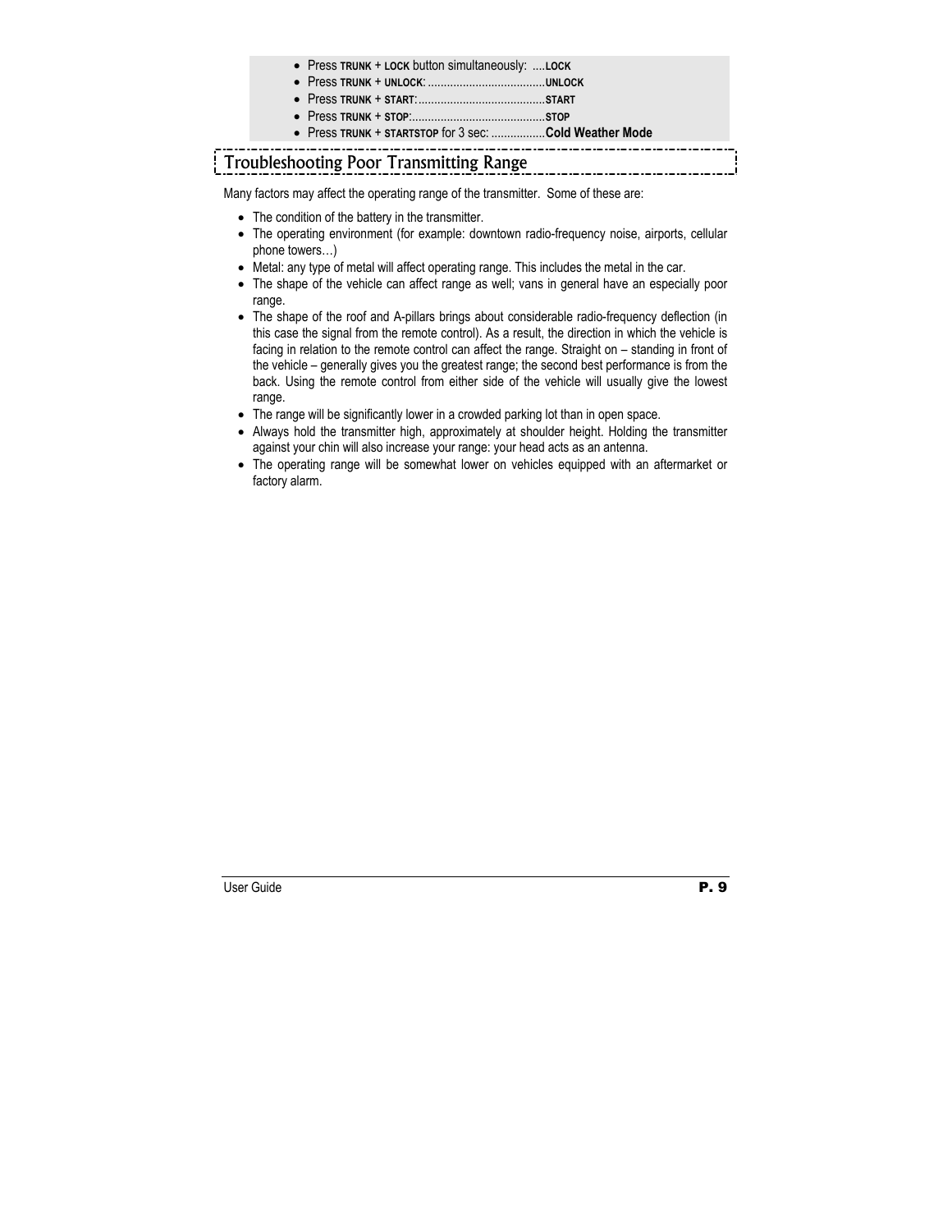- Press **TRUNK** + **LOCK** button simultaneously: ....**LOCK**
- Press **TRUNK** + **UNLOCK**: .....................................**UNLOCK**
- Press **TRUNK** + **START**:........................................**START**
- Press **TRUNK** + **STOP**:..........................................**STOP**
- Press **TRUNK** + **STARTSTOP** for 3 sec: .................**Cold Weather Mode**

## Troubleshooting Poor Transmitting Range

Many factors may affect the operating range of the transmitter. Some of these are:

- The condition of the battery in the transmitter.
- The operating environment (for example: downtown radio-frequency noise, airports, cellular phone towers…)
- Metal: any type of metal will affect operating range. This includes the metal in the car.
- The shape of the vehicle can affect range as well; vans in general have an especially poor range.
- The shape of the roof and A-pillars brings about considerable radio-frequency deflection (in this case the signal from the remote control). As a result, the direction in which the vehicle is facing in relation to the remote control can affect the range. Straight on – standing in front of the vehicle – generally gives you the greatest range; the second best performance is from the back. Using the remote control from either side of the vehicle will usually give the lowest range.
- The range will be significantly lower in a crowded parking lot than in open space.
- Always hold the transmitter high, approximately at shoulder height. Holding the transmitter against your chin will also increase your range: your head acts as an antenna.
- The operating range will be somewhat lower on vehicles equipped with an aftermarket or factory alarm.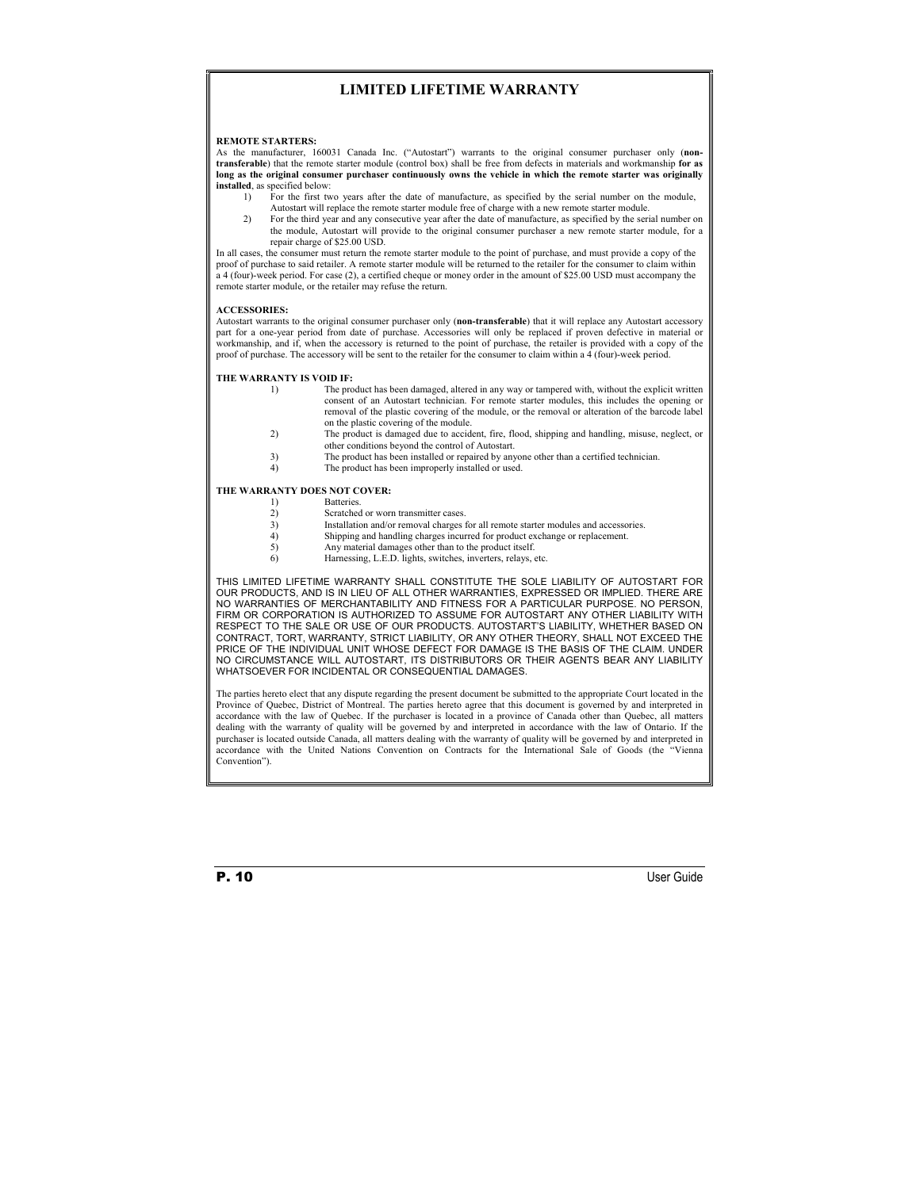# LIMITED LIFETIME WARRANTY

**REMOTE STARTERS:**

As the manufacturer, 160031 Canada Inc. ("Autostart") warrants to the original consumer purchaser only (**non-transferable**) that the remote starter module (control box) shall be free from defects in materials and workmanship **for as long as the original consumer purchaser continuously owns the vehicle in which the remote starter was originally installed**, as specified below:

1) For the first two years after the date of manufacture, as specified by the serial number on the module, Autostart will replace the remote starter module free of charge with a new remote starter module.
2) For the third year and any consecutive year after the date of manufacture, as specified by the serial number on the module, Autostart will provide to the original consumer purchaser a new remote starter module, for a repair charge of $25.00 USD.

In all cases, the consumer must return the remote starter module to the point of purchase, and must provide a copy of the proof of purchase to said retailer. A remote starter module will be returned to the retailer for the consumer to claim within a 4 (four)-week period. For case (2), a certified cheque or money order in the amount of $25.00 USD must accompany the remote starter module, or the retailer may refuse the return.

**ACCESSORIES:**

Autostart warrants to the original consumer purchaser only (**non-transferable**) that it will replace any Autostart accessory part for a one-year period from date of purchase. Accessories will only be replaced if proven defective in material or workmanship, and if, when the accessory is returned to the point of purchase, the retailer is provided with a copy of the proof of purchase. The accessory will be sent to the retailer for the consumer to claim within a 4 (four)-week period.

**THE WARRANTY IS VOID IF:**

1) The product has been damaged, altered in any way or tampered with, without the explicit written consent of an Autostart technician. For remote starter modules, this includes the opening or removal of the plastic covering of the module, or the removal or alteration of the barcode label on the plastic covering of the module.
2) The product is damaged due to accident, fire, flood, shipping and handling, misuse, neglect, or other conditions beyond the control of Autostart.
3) The product has been installed or repaired by anyone other than a certified technician.
4) The product has been improperly installed or used.

**THE WARRANTY DOES NOT COVER:**

1) Batteries.
2) Scratched or worn transmitter cases.
3) Installation and/or removal charges for all remote starter modules and accessories.
4) Shipping and handling charges incurred for product exchange or replacement.
5) Any material damages other than to the product itself.
6) Harnessing, L.E.D. lights, switches, inverters, relays, etc.

THIS LIMITED LIFETIME WARRANTY SHALL CONSTITUTE THE SOLE LIABILITY OF AUTOSTART FOR OUR PRODUCTS, AND IS IN LIEU OF ALL OTHER WARRANTIES, EXPRESSED OR IMPLIED. THERE ARE NO WARRANTIES OF MERCHANTABILITY AND FITNESS FOR A PARTICULAR PURPOSE. NO PERSON, FIRM OR CORPORATION IS AUTHORIZED TO ASSUME FOR AUTOSTART ANY OTHER LIABILITY WITH RESPECT TO THE SALE OR USE OF OUR PRODUCTS. AUTOSTART'S LIABILITY, WHETHER BASED ON CONTRACT, TORT, WARRANTY, STRICT LIABILITY, OR ANY OTHER THEORY, SHALL NOT EXCEED THE PRICE OF THE INDIVIDUAL UNIT WHOSE DEFECT FOR DAMAGE IS THE BASIS OF THE CLAIM. UNDER NO CIRCUMSTANCE WILL AUTOSTART, ITS DISTRIBUTORS OR THEIR AGENTS BEAR ANY LIABILITY WHATSOEVER FOR INCIDENTAL OR CONSEQUENTIAL DAMAGES.

The parties hereto elect that any dispute regarding the present document be submitted to the appropriate Court located in the Province of Quebec, District of Montreal. The parties hereto agree that this document is governed by and interpreted in accordance with the law of Quebec. If the purchaser is located in a province of Canada other than Quebec, all matters dealing with the warranty of quality will be governed by and interpreted in accordance with the law of Ontario. If the purchaser is located outside Canada, all matters dealing with the warranty of quality will be governed by and interpreted in accordance with the United Nations Convention on Contracts for the International Sale of Goods (the "Vienna Convention").